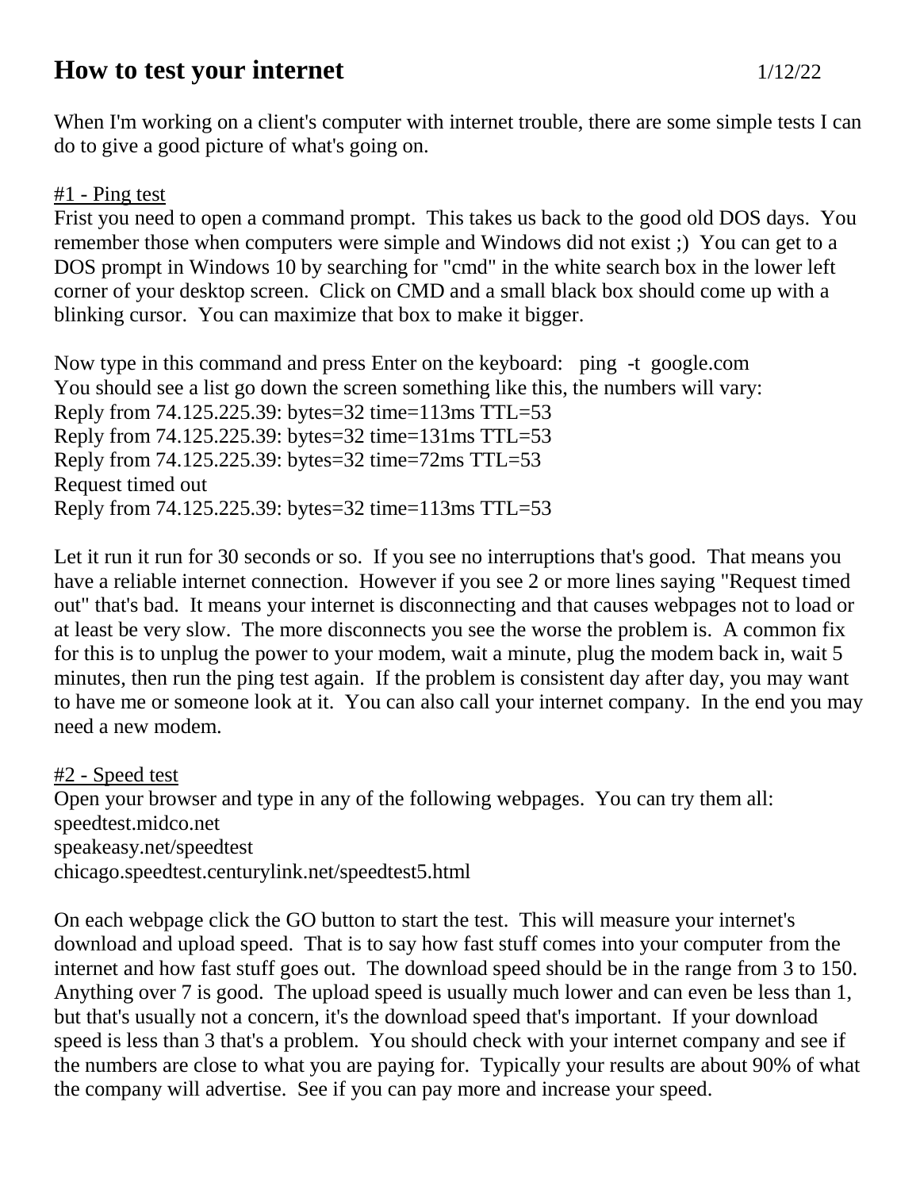# How to test your internet

1/12/22

When I'm working on a client's computer with internet trouble, there are some simple tests I can do to give a good picture of what's going on.

<u>#1 - Ping test</u>

Frist you need to open a command prompt. This takes us back to the good old DOS days. You remember those when computers were simple and Windows did not exist ;) You can get to a DOS prompt in Windows 10 by searching for "cmd" in the white search box in the lower left corner of your desktop screen. Click on CMD and a small black box should come up with a blinking cursor. You can maximize that box to make it bigger.

Now type in this command and press Enter on the keyboard: ping -t google.com

You should see a list go down the screen something like this, the numbers will vary:

Reply from 74.125.225.39: bytes=32 time=113ms TTL=53
Reply from 74.125.225.39: bytes=32 time=131ms TTL=53
Reply from 74.125.225.39: bytes=32 time=72ms TTL=53
Request timed out
Reply from 74.125.225.39: bytes=32 time=113ms TTL=53

Let it run it run for 30 seconds or so. If you see no interruptions that's good. That means you have a reliable internet connection. However if you see 2 or more lines saying "Request timed out" that's bad. It means your internet is disconnecting and that causes webpages not to load or at least be very slow. The more disconnects you see the worse the problem is. A common fix for this is to unplug the power to your modem, wait a minute, plug the modem back in, wait 5 minutes, then run the ping test again. If the problem is consistent day after day, you may want to have me or someone look at it. You can also call your internet company. In the end you may need a new modem.

<u>#2 - Speed test</u>

Open your browser and type in any of the following webpages. You can try them all:

speedtest.midco.net
speakeasy.net/speedtest
chicago.speedtest.centurylink.net/speedtest5.html

On each webpage click the GO button to start the test. This will measure your internet's download and upload speed. That is to say how fast stuff comes into your computer from the internet and how fast stuff goes out. The download speed should be in the range from 3 to 150. Anything over 7 is good. The upload speed is usually much lower and can even be less than 1, but that's usually not a concern, it's the download speed that's important. If your download speed is less than 3 that's a problem. You should check with your internet company and see if the numbers are close to what you are paying for. Typically your results are about 90% of what the company will advertise. See if you can pay more and increase your speed.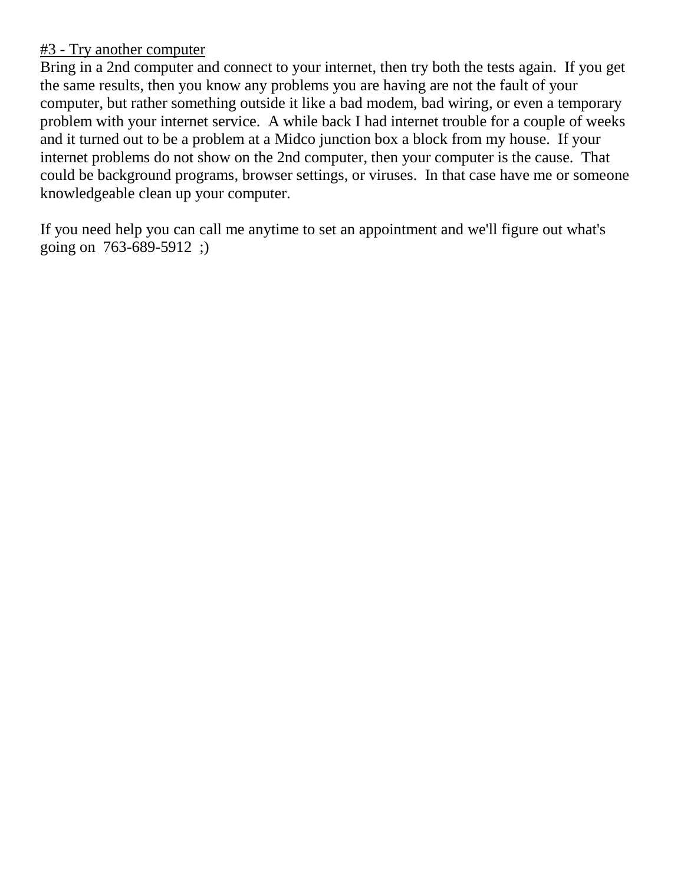#3 - Try another computer

Bring in a 2nd computer and connect to your internet, then try both the tests again. If you get the same results, then you know any problems you are having are not the fault of your computer, but rather something outside it like a bad modem, bad wiring, or even a temporary problem with your internet service. A while back I had internet trouble for a couple of weeks and it turned out to be a problem at a Midco junction box a block from my house. If your internet problems do not show on the 2nd computer, then your computer is the cause. That could be background programs, browser settings, or viruses. In that case have me or someone knowledgeable clean up your computer.

If you need help you can call me anytime to set an appointment and we'll figure out what's going on 763-689-5912 ;)